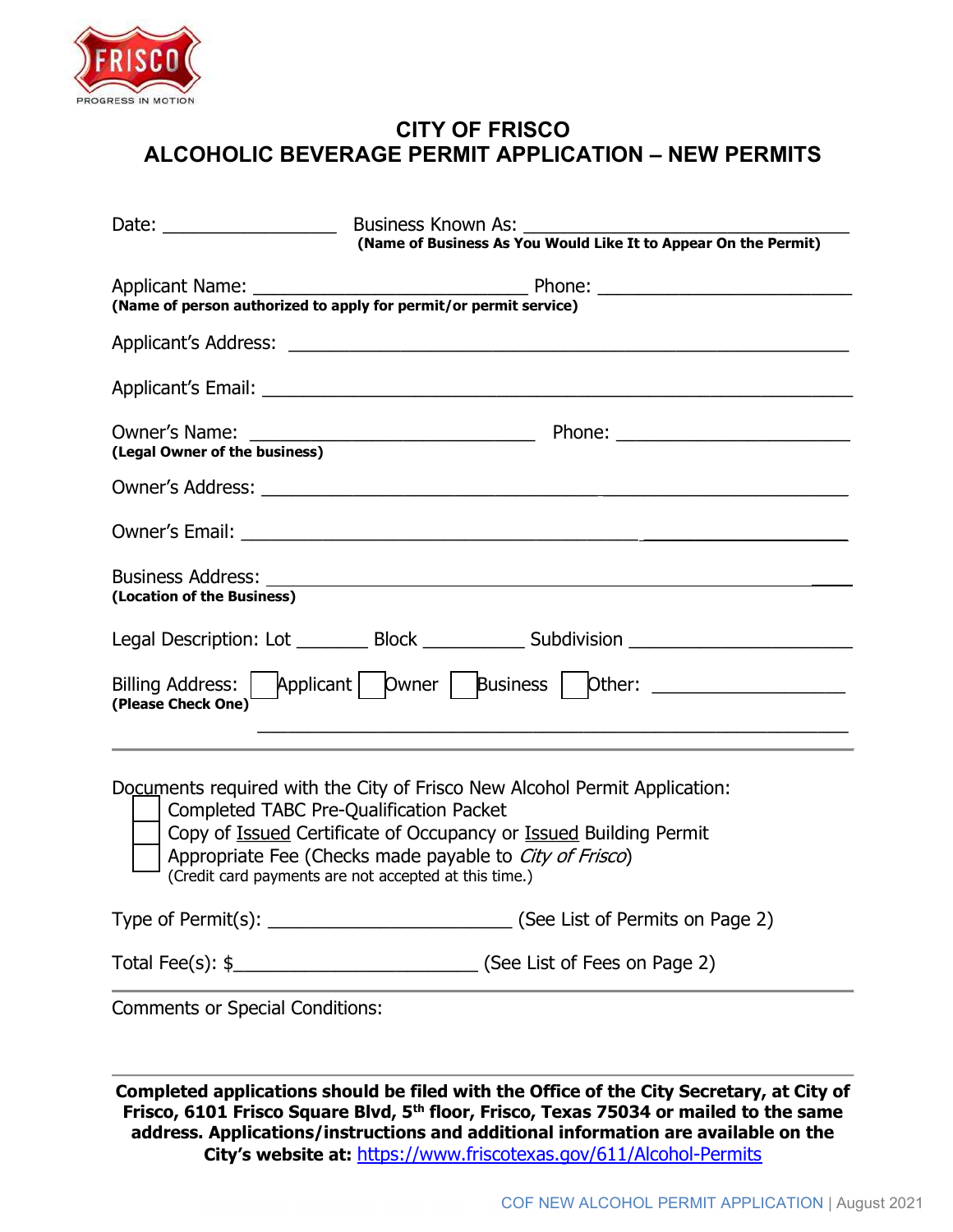# CITY OF FRISCO
## ALCOHOLIC BEVERAGE PERMIT APPLICATION – NEW PERMITS

Date: ________________ Business Known As: ______________________________
**(Name of Business As You Would Like It to Appear On the Permit)**

Applicant Name: _________________________ Phone: ______________________
**(Name of person authorized to apply for permit/or permit service)**

Applicant's Address: ________________________________________________

Applicant's Email: _________________________________________________

Owner's Name: __________________________ Phone: _____________________
**(Legal Owner of the business)**

Owner's Address: ___________________________________________________

Owner's Email: ____________________________________________________

Business Address: __________________________________________________
**(Location of the Business)**

Legal Description: Lot _______ Block __________ Subdivision ____________________

Billing Address: ☐ Applicant ☐ Owner ☐ Business ☐ Other: _________________
**(Please Check One)**
_______________________________________________________

---

Documents required with the City of Frisco New Alcohol Permit Application:

- ☐ Completed TABC Pre-Qualification Packet
- ☐ Copy of Issued Certificate of Occupancy or Issued Building Permit
- ☐ Appropriate Fee (Checks made payable to *City of Frisco*)
  (Credit card payments are not accepted at this time.)

Type of Permit(s): ______________________ (See List of Permits on Page 2)

Total Fee(s): $______________________ (See List of Fees on Page 2)

---

Comments or Special Conditions:

---

**Completed applications should be filed with the Office of the City Secretary, at City of Frisco, 6101 Frisco Square Blvd, 5th floor, Frisco, Texas 75034 or mailed to the same address. Applications/instructions and additional information are available on the City's website at:** https://www.friscotexas.gov/611/Alcohol-Permits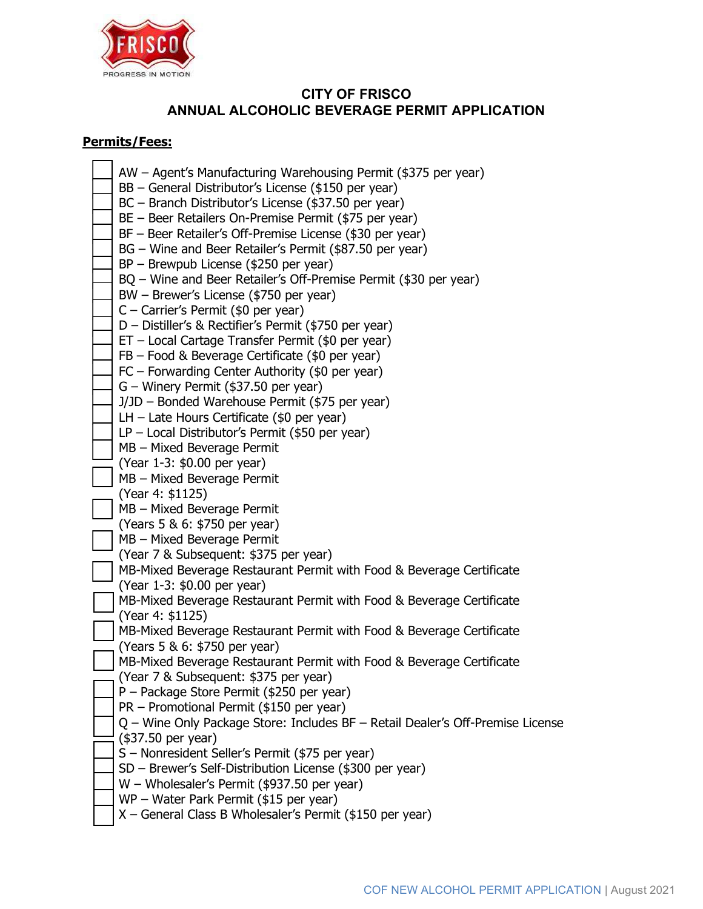**CITY OF FRISCO**
**ANNUAL ALCOHOLIC BEVERAGE PERMIT APPLICATION**

**Permits/Fees:**

- ☐ AW – Agent's Manufacturing Warehousing Permit ($375 per year)
- ☐ BB – General Distributor's License ($150 per year)
- ☐ BC – Branch Distributor's License ($37.50 per year)
- ☐ BE – Beer Retailers On-Premise Permit ($75 per year)
- ☐ BF – Beer Retailer's Off-Premise License ($30 per year)
- ☐ BG – Wine and Beer Retailer's Permit ($87.50 per year)
- ☐ BP – Brewpub License ($250 per year)
- ☐ BQ – Wine and Beer Retailer's Off-Premise Permit ($30 per year)
- ☐ BW – Brewer's License ($750 per year)
- ☐ C – Carrier's Permit ($0 per year)
- ☐ D – Distiller's & Rectifier's Permit ($750 per year)
- ☐ ET – Local Cartage Transfer Permit ($0 per year)
- ☐ FB – Food & Beverage Certificate ($0 per year)
- ☐ FC – Forwarding Center Authority ($0 per year)
- ☐ G – Winery Permit ($37.50 per year)
- ☐ J/JD – Bonded Warehouse Permit ($75 per year)
- ☐ LH – Late Hours Certificate ($0 per year)
- ☐ LP – Local Distributor's Permit ($50 per year)
- ☐ MB – Mixed Beverage Permit (Year 1-3: $0.00 per year)
- ☐ MB – Mixed Beverage Permit (Year 4: $1125)
- ☐ MB – Mixed Beverage Permit (Years 5 & 6: $750 per year)
- ☐ MB – Mixed Beverage Permit (Year 7 & Subsequent: $375 per year)
- ☐ MB-Mixed Beverage Restaurant Permit with Food & Beverage Certificate (Year 1-3: $0.00 per year)
- ☐ MB-Mixed Beverage Restaurant Permit with Food & Beverage Certificate (Year 4: $1125)
- ☐ MB-Mixed Beverage Restaurant Permit with Food & Beverage Certificate (Years 5 & 6: $750 per year)
- ☐ MB-Mixed Beverage Restaurant Permit with Food & Beverage Certificate (Year 7 & Subsequent: $375 per year)
- ☐ P – Package Store Permit ($250 per year)
- ☐ PR – Promotional Permit ($150 per year)
- ☐ Q – Wine Only Package Store: Includes BF – Retail Dealer's Off-Premise License ($37.50 per year)
- ☐ S – Nonresident Seller's Permit ($75 per year)
- ☐ SD – Brewer's Self-Distribution License ($300 per year)
- ☐ W – Wholesaler's Permit ($937.50 per year)
- ☐ WP – Water Park Permit ($15 per year)
- ☐ X – General Class B Wholesaler's Permit ($150 per year)